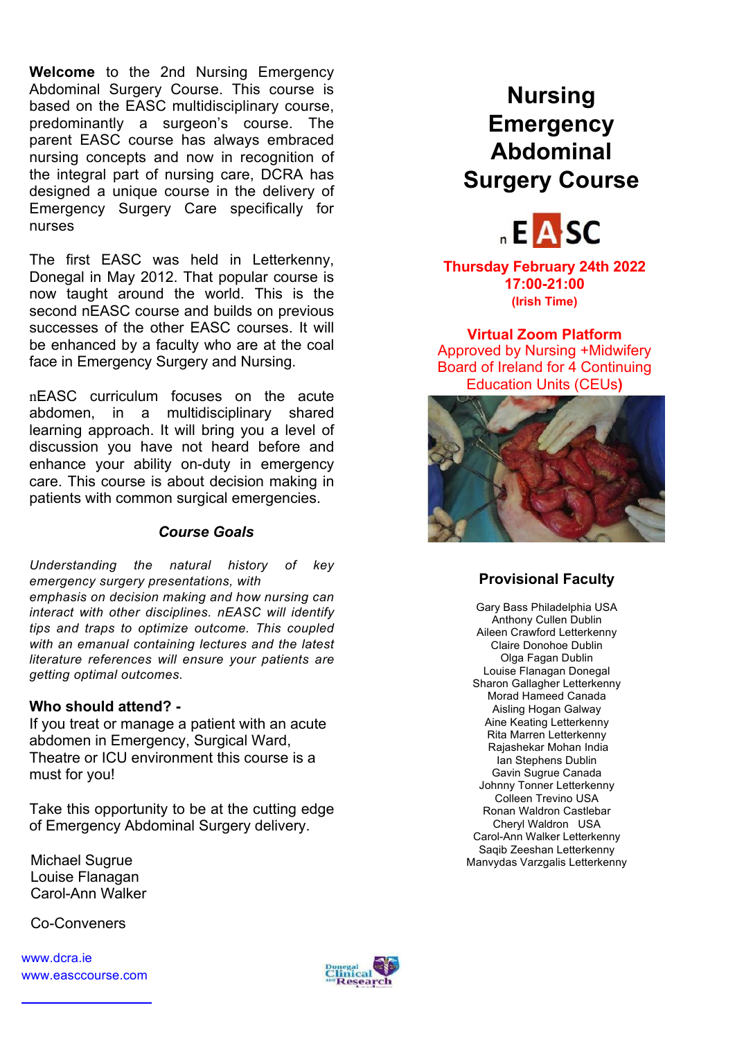**Welcome** to the 2nd Nursing Emergency Abdominal Surgery Course. This course is based on the EASC multidisciplinary course, predominantly a surgeon's course. The parent EASC course has always embraced nursing concepts and now in recognition of the integral part of nursing care, DCRA has designed a unique course in the delivery of Emergency Surgery Care specifically for nurses

The first EASC was held in Letterkenny, Donegal in May 2012. That popular course is now taught around the world. This is the second nEASC course and builds on previous successes of the other EASC courses. It will be enhanced by a faculty who are at the coal face in Emergency Surgery and Nursing.

nEASC curriculum focuses on the acute abdomen, in a multidisciplinary shared learning approach. It will bring you a level of discussion you have not heard before and enhance your ability on-duty in emergency care. This course is about decision making in patients with common surgical emergencies.

### *Course Goals*

*Understanding the natural history of key emergency surgery presentations, with emphasis on decision making and how nursing can interact with other disciplines. nEASC will identify tips and traps to optimize outcome. This coupled with an emanual containing lectures and the latest literature references will ensure your patients are getting optimal outcomes.*

**Who should attend? -**

If you treat or manage a patient with an acute abdomen in Emergency, Surgical Ward, Theatre or ICU environment this course is a must for you!

Take this opportunity to be at the cutting edge of Emergency Abdominal Surgery delivery.

Michael Sugrue
Louise Flanagan
Carol-Ann Walker

Co-Conveners

www.dcra.ie
www.easccourse.com

# Nursing Emergency Abdominal Surgery Course

nEASC

**Thursday February 24th 2022**
**17:00-21:00**
**(Irish Time)**

**Virtual Zoom Platform**
Approved by Nursing +Midwifery Board of Ireland for 4 Continuing Education Units (CEUs)

## Provisional Faculty

Gary Bass Philadelphia USA
Anthony Cullen Dublin
Aileen Crawford Letterkenny
Claire Donohoe Dublin
Olga Fagan Dublin
Louise Flanagan Donegal
Sharon Gallagher Letterkenny
Morad Hameed Canada
Aisling Hogan Galway
Aine Keating Letterkenny
Rita Marren Letterkenny
Rajashekar Mohan India
Ian Stephens Dublin
Gavin Sugrue Canada
Johnny Tonner Letterkenny
Colleen Trevino USA
Ronan Waldron Castlebar
Cheryl Waldron USA
Carol-Ann Walker Letterkenny
Saqib Zeeshan Letterkenny
Manvydas Varzgalis Letterkenny

Donegal Clinical and Research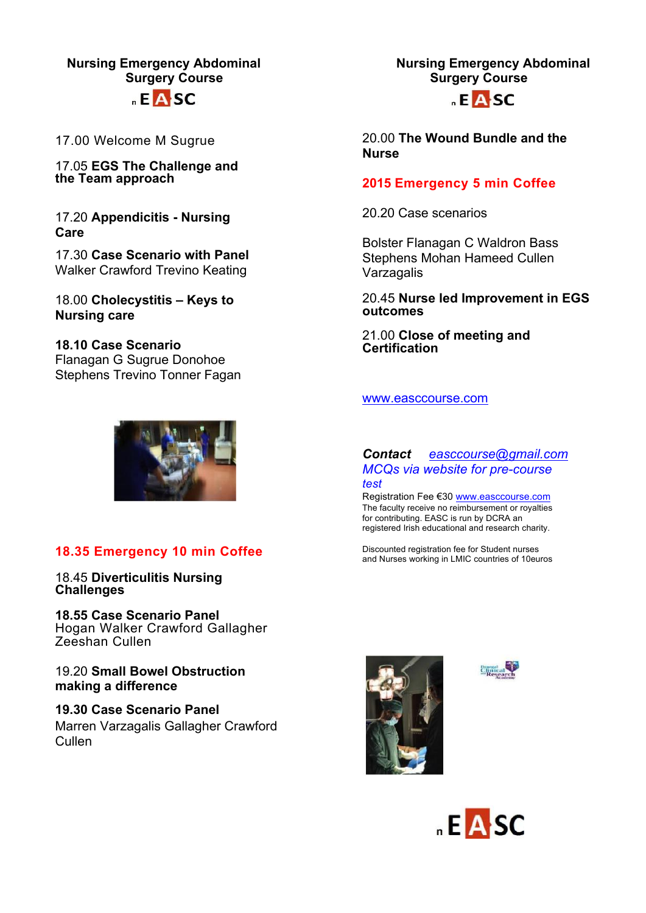## Nursing Emergency Abdominal Surgery Course

nEASC

17.00 Welcome M Sugrue

17.05 **EGS The Challenge and the Team approach**

17.20 **Appendicitis - Nursing Care**

17.30 **Case Scenario with Panel**
Walker Crawford Trevino Keating

18.00 **Cholecystitis – Keys to Nursing care**

**18.10 Case Scenario**
Flanagan G Sugrue Donohoe
Stephens Trevino Tonner Fagan

**18.35 Emergency 10 min Coffee**

18.45 **Diverticulitis Nursing Challenges**

**18.55 Case Scenario Panel**
Hogan Walker Crawford Gallagher
Zeeshan Cullen

19.20 **Small Bowel Obstruction making a difference**

**19.30 Case Scenario Panel**
Marren Varzagalis Gallagher Crawford
Cullen

## Nursing Emergency Abdominal Surgery Course

nEASC

20.00 **The Wound Bundle and the Nurse**

**2015 Emergency 5 min Coffee**

20.20 Case scenarios

Bolster Flanagan C Waldron Bass
Stephens Mohan Hameed Cullen
Varzagalis

20.45 **Nurse led Improvement in EGS outcomes**

21.00 **Close of meeting and Certification**

www.easccourse.com

***Contact*** *easccourse@gmail.com*
*MCQs via website for pre-course test*

Registration Fee €30 www.easccourse.com
The faculty receive no reimbursement or royalties for contributing. EASC is run by DCRA an registered Irish educational and research charity.

Discounted registration fee for Student nurses and Nurses working in LMIC countries of 10euros

nEASC